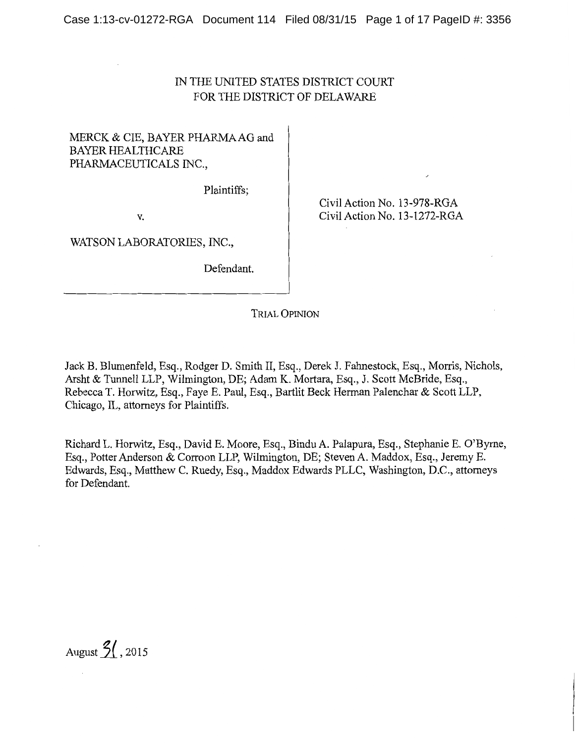IN THE UNITED STATES DISTRICT COURT
FOR THE DISTRICT OF DELAWARE

MERCK & CIE, BAYER PHARMA AG and BAYER HEALTHCARE PHARMACEUTICALS INC.,

Plaintiffs;

v.

WATSON LABORATORIES, INC.,

Defendant.

Civil Action No. 13-978-RGA
Civil Action No. 13-1272-RGA

TRIAL OPINION

Jack B. Blumenfeld, Esq., Rodger D. Smith II, Esq., Derek J. Fahnestock, Esq., Morris, Nichols, Arsht & Tunnell LLP, Wilmington, DE; Adam K. Mortara, Esq., J. Scott McBride, Esq., Rebecca T. Horwitz, Esq., Faye E. Paul, Esq., Bartlit Beck Herman Palenchar & Scott LLP, Chicago, IL, attorneys for Plaintiffs.

Richard L. Horwitz, Esq., David E. Moore, Esq., Bindu A. Palapura, Esq., Stephanie E. O'Byrne, Esq., Potter Anderson & Corroon LLP, Wilmington, DE; Steven A. Maddox, Esq., Jeremy E. Edwards, Esq., Matthew C. Ruedy, Esq., Maddox Edwards PLLC, Washington, D.C., attorneys for Defendant.

August 31, 2015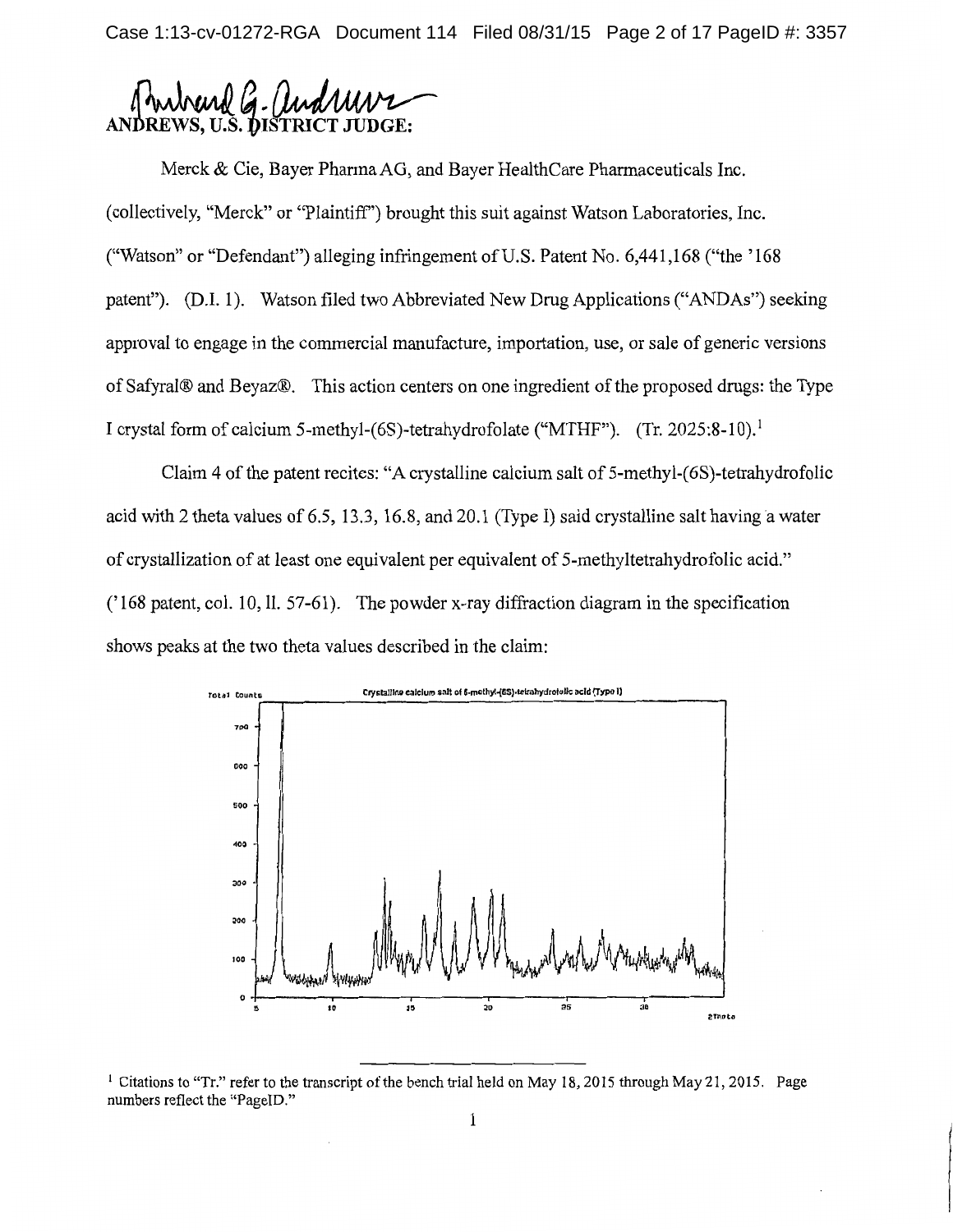ANDREWS, U.S. DISTRICT JUDGE:

Merck & Cie, Bayer Pharma AG, and Bayer HealthCare Pharmaceuticals Inc. (collectively, "Merck" or "Plaintiff") brought this suit against Watson Laboratories, Inc. ("Watson" or "Defendant") alleging infringement of U.S. Patent No. 6,441,168 ("the '168 patent"). (D.I. 1). Watson filed two Abbreviated New Drug Applications ("ANDAs") seeking approval to engage in the commercial manufacture, importation, use, or sale of generic versions of Safyral® and Beyaz®. This action centers on one ingredient of the proposed drugs: the Type I crystal form of calcium 5-methyl-(6S)-tetrahydrofolate ("MTHF"). (Tr. 2025:8-10).[1]

Claim 4 of the patent recites: "A crystalline calcium salt of 5-methyl-(6S)-tetrahydrofolic acid with 2 theta values of 6.5, 13.3, 16.8, and 20.1 (Type I) said crystalline salt having a water of crystallization of at least one equivalent per equivalent of 5-methyltetrahydrofolic acid." ('168 patent, col. 10, ll. 57-61). The powder x-ray diffraction diagram in the specification shows peaks at the two theta values described in the claim:

Crystalline calcium salt of 5-methyl-(6S)-tetrahydrofolic acid (Type I)

[1] Citations to "Tr." refer to the transcript of the bench trial held on May 18, 2015 through May 21, 2015. Page numbers reflect the "PageID."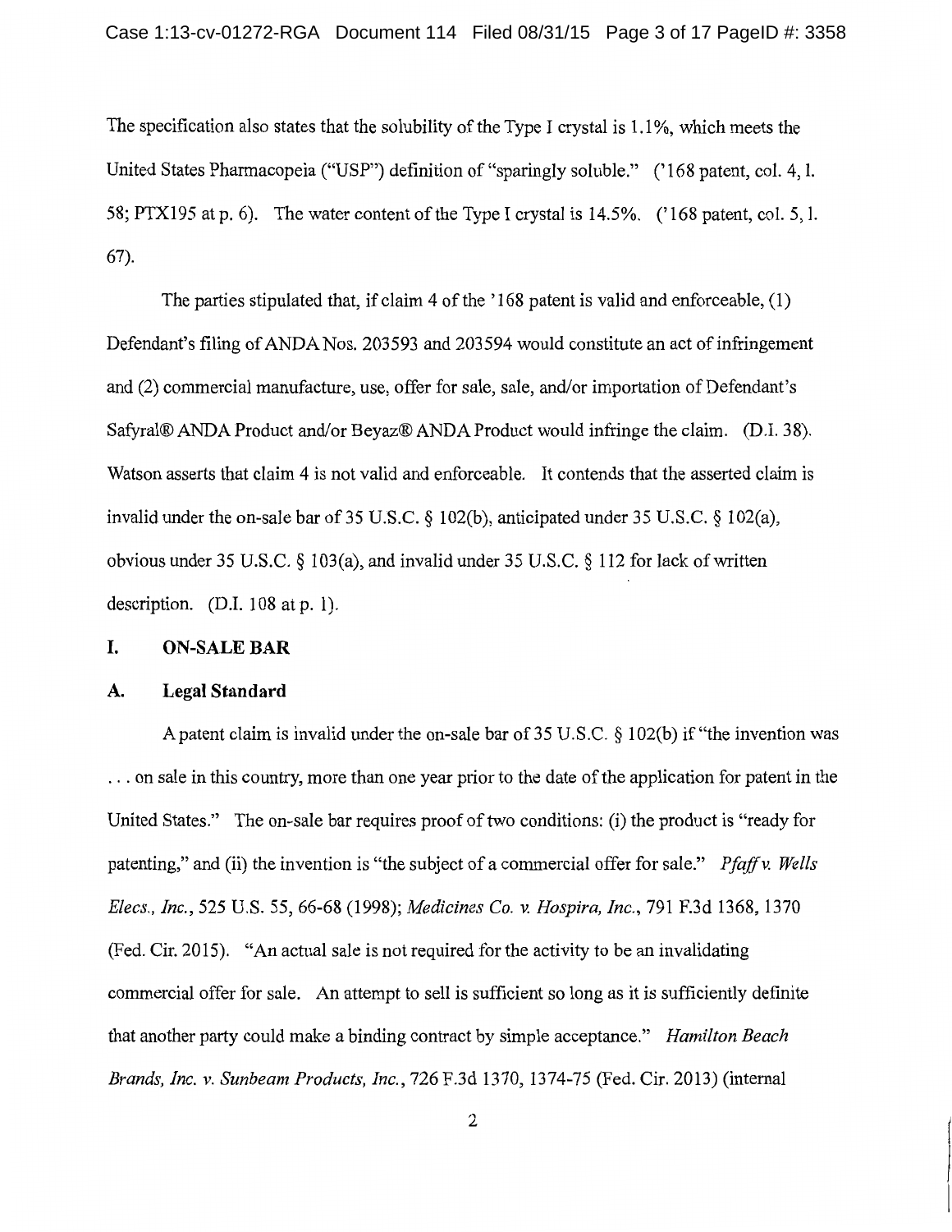The specification also states that the solubility of the Type I crystal is 1.1%, which meets the United States Pharmacopeia ("USP") definition of "sparingly soluble." ('168 patent, col. 4, l. 58; PTX195 at p. 6). The water content of the Type I crystal is 14.5%. ('168 patent, col. 5, l. 67).

The parties stipulated that, if claim 4 of the '168 patent is valid and enforceable, (1) Defendant's filing of ANDA Nos. 203593 and 203594 would constitute an act of infringement and (2) commercial manufacture, use, offer for sale, sale, and/or importation of Defendant's Safyral® ANDA Product and/or Beyaz® ANDA Product would infringe the claim. (D.I. 38). Watson asserts that claim 4 is not valid and enforceable. It contends that the asserted claim is invalid under the on-sale bar of 35 U.S.C. § 102(b), anticipated under 35 U.S.C. § 102(a), obvious under 35 U.S.C. § 103(a), and invalid under 35 U.S.C. § 112 for lack of written description. (D.I. 108 at p. 1).

## I. ON-SALE BAR

### A. Legal Standard

A patent claim is invalid under the on-sale bar of 35 U.S.C. § 102(b) if "the invention was . . . on sale in this country, more than one year prior to the date of the application for patent in the United States." The on-sale bar requires proof of two conditions: (i) the product is "ready for patenting," and (ii) the invention is "the subject of a commercial offer for sale." *Pfaff v. Wells Elecs., Inc.*, 525 U.S. 55, 66-68 (1998); *Medicines Co. v. Hospira, Inc.*, 791 F.3d 1368, 1370 (Fed. Cir. 2015). "An actual sale is not required for the activity to be an invalidating commercial offer for sale. An attempt to sell is sufficient so long as it is sufficiently definite that another party could make a binding contract by simple acceptance." *Hamilton Beach Brands, Inc. v. Sunbeam Products, Inc.*, 726 F.3d 1370, 1374-75 (Fed. Cir. 2013) (internal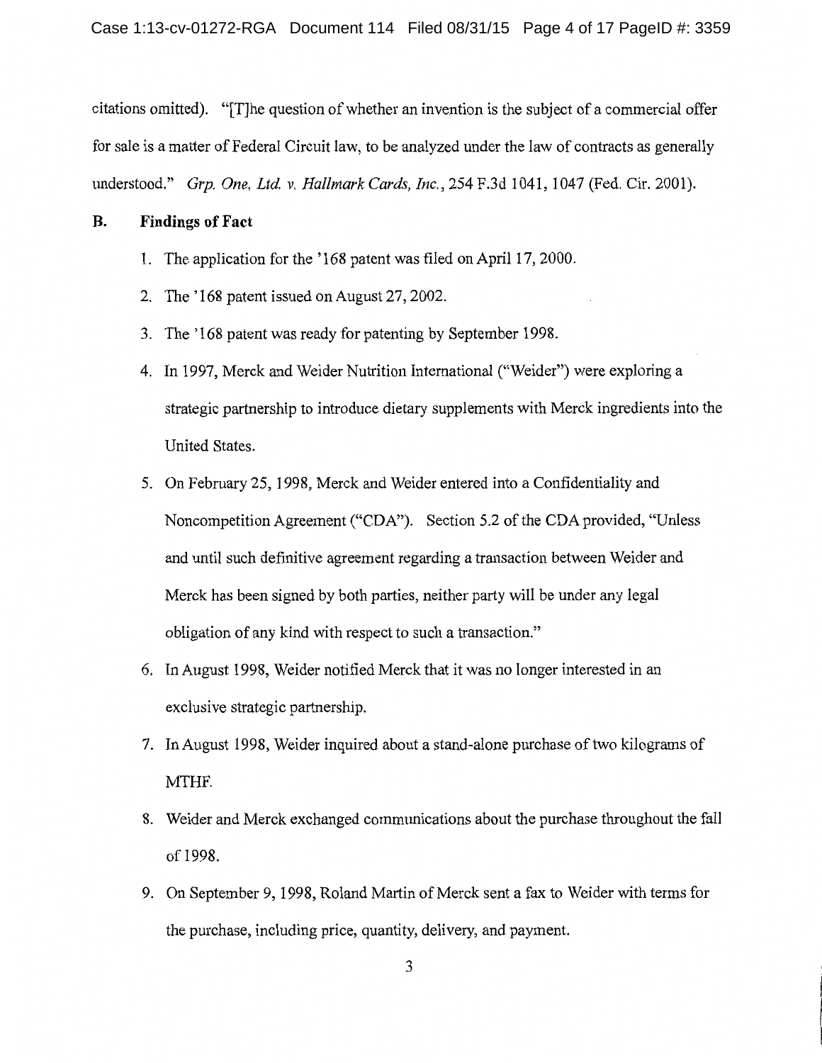citations omitted). "[T]he question of whether an invention is the subject of a commercial offer for sale is a matter of Federal Circuit law, to be analyzed under the law of contracts as generally understood." *Grp. One, Ltd. v. Hallmark Cards, Inc.*, 254 F.3d 1041, 1047 (Fed. Cir. 2001).

## B. Findings of Fact

1. The application for the '168 patent was filed on April 17, 2000.
2. The '168 patent issued on August 27, 2002.
3. The '168 patent was ready for patenting by September 1998.
4. In 1997, Merck and Weider Nutrition International ("Weider") were exploring a strategic partnership to introduce dietary supplements with Merck ingredients into the United States.
5. On February 25, 1998, Merck and Weider entered into a Confidentiality and Noncompetition Agreement ("CDA"). Section 5.2 of the CDA provided, "Unless and until such definitive agreement regarding a transaction between Weider and Merck has been signed by both parties, neither party will be under any legal obligation of any kind with respect to such a transaction."
6. In August 1998, Weider notified Merck that it was no longer interested in an exclusive strategic partnership.
7. In August 1998, Weider inquired about a stand-alone purchase of two kilograms of MTHF.
8. Weider and Merck exchanged communications about the purchase throughout the fall of 1998.
9. On September 9, 1998, Roland Martin of Merck sent a fax to Weider with terms for the purchase, including price, quantity, delivery, and payment.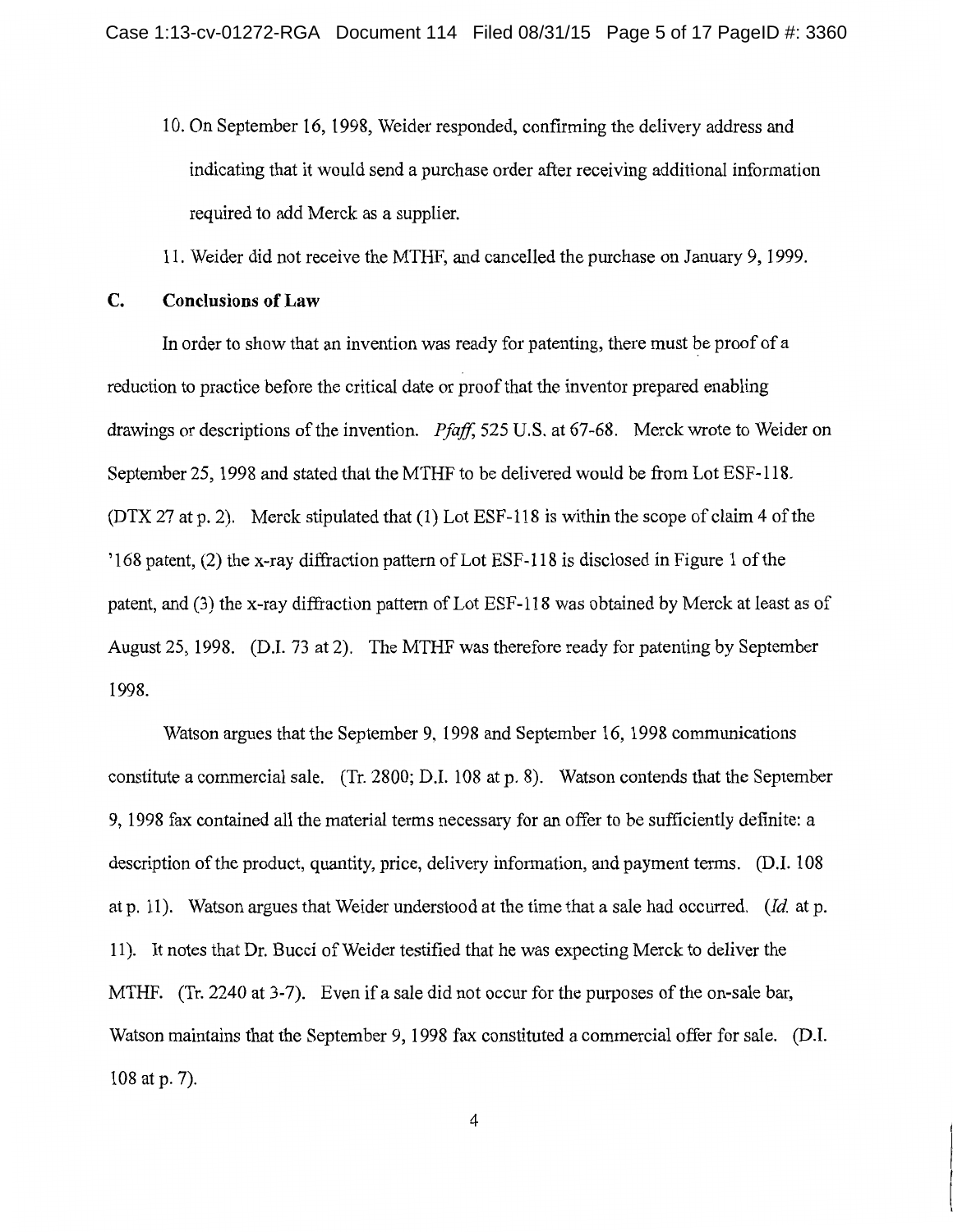10. On September 16, 1998, Weider responded, confirming the delivery address and indicating that it would send a purchase order after receiving additional information required to add Merck as a supplier.

11. Weider did not receive the MTHF, and cancelled the purchase on January 9, 1999.

### C. Conclusions of Law

In order to show that an invention was ready for patenting, there must be proof of a reduction to practice before the critical date or proof that the inventor prepared enabling drawings or descriptions of the invention. *Pfaff*, 525 U.S. at 67-68. Merck wrote to Weider on September 25, 1998 and stated that the MTHF to be delivered would be from Lot ESF-118. (DTX 27 at p. 2). Merck stipulated that (1) Lot ESF-118 is within the scope of claim 4 of the '168 patent, (2) the x-ray diffraction pattern of Lot ESF-118 is disclosed in Figure 1 of the patent, and (3) the x-ray diffraction pattern of Lot ESF-118 was obtained by Merck at least as of August 25, 1998. (D.I. 73 at 2). The MTHF was therefore ready for patenting by September 1998.

Watson argues that the September 9, 1998 and September 16, 1998 communications constitute a commercial sale. (Tr. 2800; D.I. 108 at p. 8). Watson contends that the September 9, 1998 fax contained all the material terms necessary for an offer to be sufficiently definite: a description of the product, quantity, price, delivery information, and payment terms. (D.I. 108 at p. 11). Watson argues that Weider understood at the time that a sale had occurred. (*Id.* at p. 11). It notes that Dr. Bucci of Weider testified that he was expecting Merck to deliver the MTHF. (Tr. 2240 at 3-7). Even if a sale did not occur for the purposes of the on-sale bar, Watson maintains that the September 9, 1998 fax constituted a commercial offer for sale. (D.I. 108 at p. 7).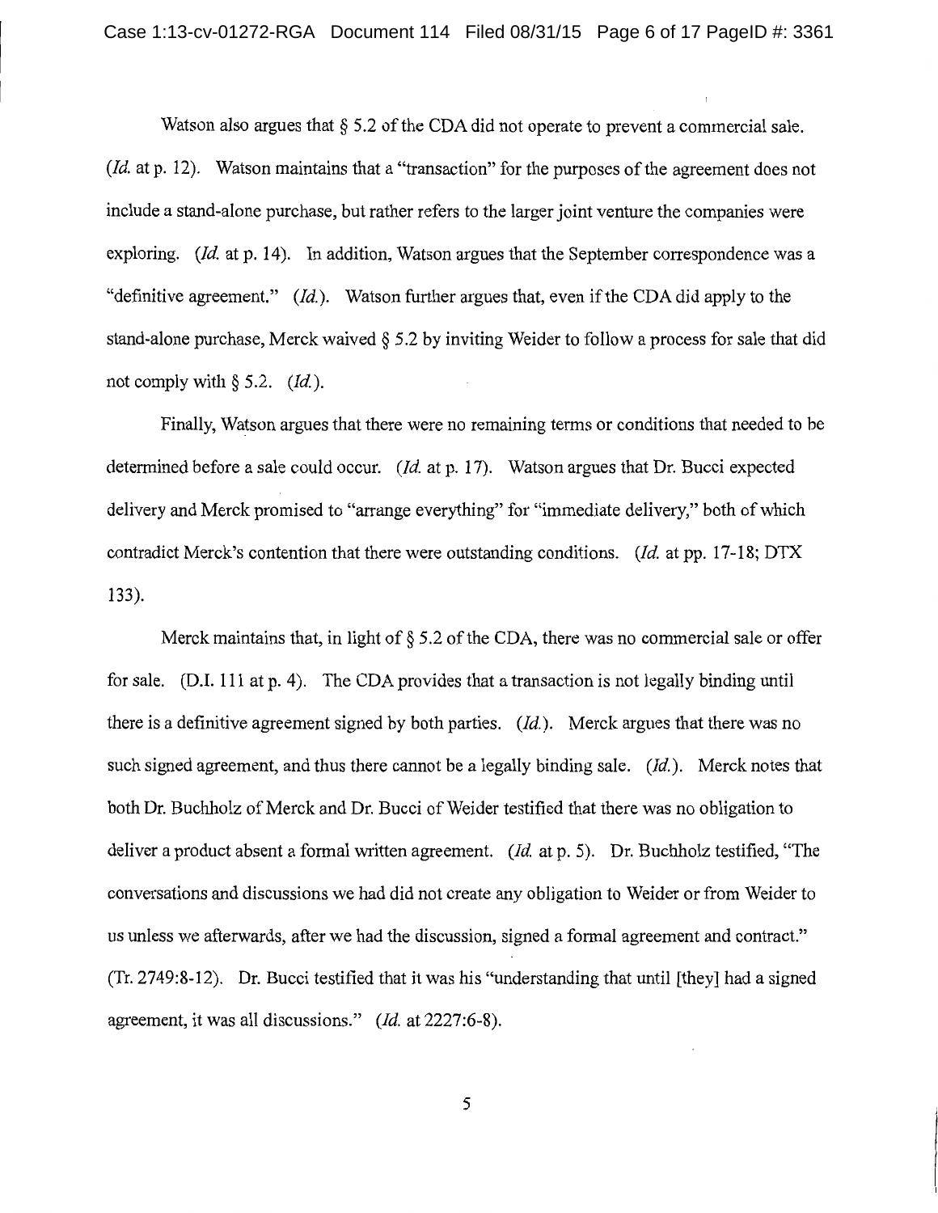Watson also argues that § 5.2 of the CDA did not operate to prevent a commercial sale. (*Id.* at p. 12). Watson maintains that a "transaction" for the purposes of the agreement does not include a stand-alone purchase, but rather refers to the larger joint venture the companies were exploring. (*Id.* at p. 14). In addition, Watson argues that the September correspondence was a "definitive agreement." (*Id.*). Watson further argues that, even if the CDA did apply to the stand-alone purchase, Merck waived § 5.2 by inviting Weider to follow a process for sale that did not comply with § 5.2. (*Id.*).

Finally, Watson argues that there were no remaining terms or conditions that needed to be determined before a sale could occur. (*Id.* at p. 17). Watson argues that Dr. Bucci expected delivery and Merck promised to "arrange everything" for "immediate delivery," both of which contradict Merck's contention that there were outstanding conditions. (*Id.* at pp. 17-18; DTX 133).

Merck maintains that, in light of § 5.2 of the CDA, there was no commercial sale or offer for sale. (D.I. 111 at p. 4). The CDA provides that a transaction is not legally binding until there is a definitive agreement signed by both parties. (*Id.*). Merck argues that there was no such signed agreement, and thus there cannot be a legally binding sale. (*Id.*). Merck notes that both Dr. Buchholz of Merck and Dr. Bucci of Weider testified that there was no obligation to deliver a product absent a formal written agreement. (*Id.* at p. 5). Dr. Buchholz testified, "The conversations and discussions we had did not create any obligation to Weider or from Weider to us unless we afterwards, after we had the discussion, signed a formal agreement and contract." (Tr. 2749:8-12). Dr. Bucci testified that it was his "understanding that until [they] had a signed agreement, it was all discussions." (*Id.* at 2227:6-8).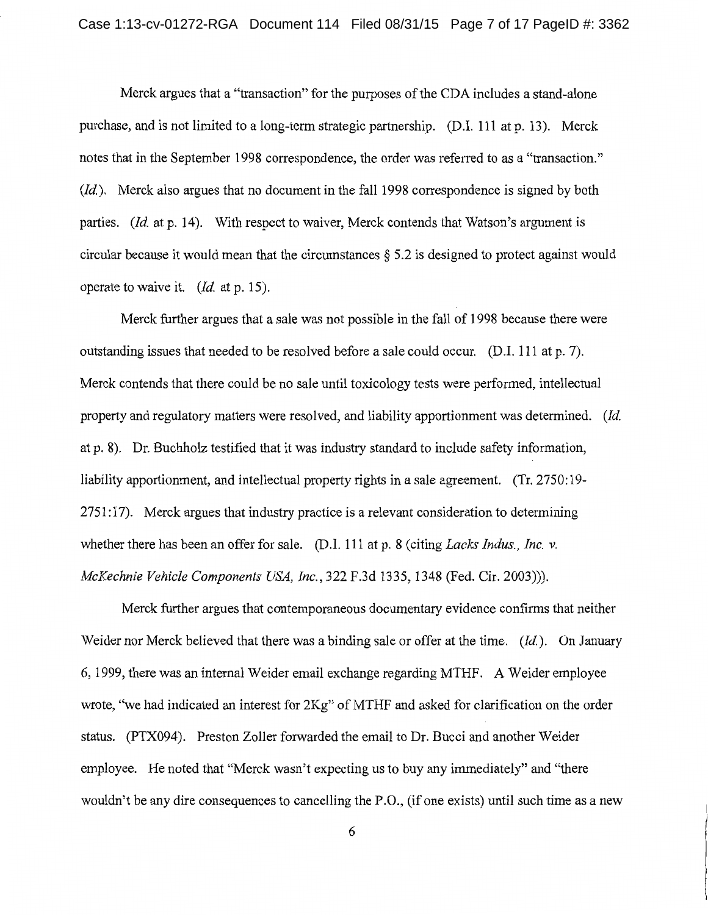Merck argues that a "transaction" for the purposes of the CDA includes a stand-alone purchase, and is not limited to a long-term strategic partnership. (D.I. 111 at p. 13). Merck notes that in the September 1998 correspondence, the order was referred to as a "transaction." (*Id.*). Merck also argues that no document in the fall 1998 correspondence is signed by both parties. (*Id.* at p. 14). With respect to waiver, Merck contends that Watson's argument is circular because it would mean that the circumstances § 5.2 is designed to protect against would operate to waive it. (*Id.* at p. 15).

Merck further argues that a sale was not possible in the fall of 1998 because there were outstanding issues that needed to be resolved before a sale could occur. (D.I. 111 at p. 7). Merck contends that there could be no sale until toxicology tests were performed, intellectual property and regulatory matters were resolved, and liability apportionment was determined. (*Id.* at p. 8). Dr. Buchholz testified that it was industry standard to include safety information, liability apportionment, and intellectual property rights in a sale agreement. (Tr. 2750:19-2751:17). Merck argues that industry practice is a relevant consideration to determining whether there has been an offer for sale. (D.I. 111 at p. 8 (citing *Lacks Indus., Inc. v. McKechnie Vehicle Components USA, Inc.*, 322 F.3d 1335, 1348 (Fed. Cir. 2003))).

Merck further argues that contemporaneous documentary evidence confirms that neither Weider nor Merck believed that there was a binding sale or offer at the time. (*Id.*). On January 6, 1999, there was an internal Weider email exchange regarding MTHF. A Weider employee wrote, "we had indicated an interest for 2Kg" of MTHF and asked for clarification on the order status. (PTX094). Preston Zoller forwarded the email to Dr. Bucci and another Weider employee. He noted that "Merck wasn't expecting us to buy any immediately" and "there wouldn't be any dire consequences to cancelling the P.O., (if one exists) until such time as a new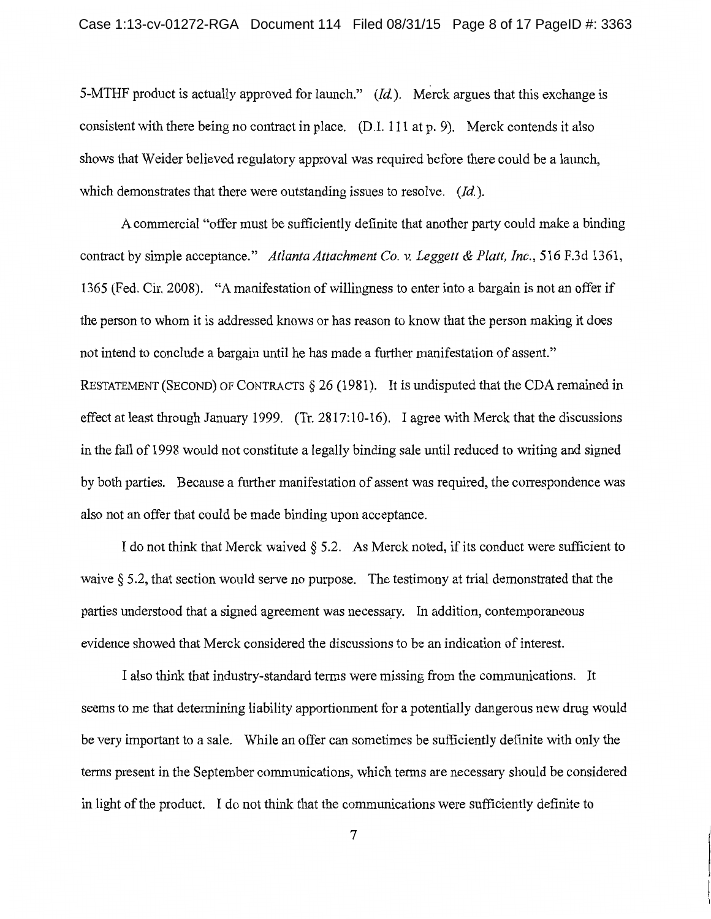5-MTHF product is actually approved for launch." (*Id.*). Merck argues that this exchange is consistent with there being no contract in place. (D.I. 111 at p. 9). Merck contends it also shows that Weider believed regulatory approval was required before there could be a launch, which demonstrates that there were outstanding issues to resolve. (*Id.*).

A commercial "offer must be sufficiently definite that another party could make a binding contract by simple acceptance." *Atlanta Attachment Co. v. Leggett & Platt, Inc.*, 516 F.3d 1361, 1365 (Fed. Cir. 2008). "A manifestation of willingness to enter into a bargain is not an offer if the person to whom it is addressed knows or has reason to know that the person making it does not intend to conclude a bargain until he has made a further manifestation of assent." RESTATEMENT (SECOND) OF CONTRACTS § 26 (1981). It is undisputed that the CDA remained in effect at least through January 1999. (Tr. 2817:10-16). I agree with Merck that the discussions in the fall of 1998 would not constitute a legally binding sale until reduced to writing and signed by both parties. Because a further manifestation of assent was required, the correspondence was also not an offer that could be made binding upon acceptance.

I do not think that Merck waived § 5.2. As Merck noted, if its conduct were sufficient to waive § 5.2, that section would serve no purpose. The testimony at trial demonstrated that the parties understood that a signed agreement was necessary. In addition, contemporaneous evidence showed that Merck considered the discussions to be an indication of interest.

I also think that industry-standard terms were missing from the communications. It seems to me that determining liability apportionment for a potentially dangerous new drug would be very important to a sale. While an offer can sometimes be sufficiently definite with only the terms present in the September communications, which terms are necessary should be considered in light of the product. I do not think that the communications were sufficiently definite to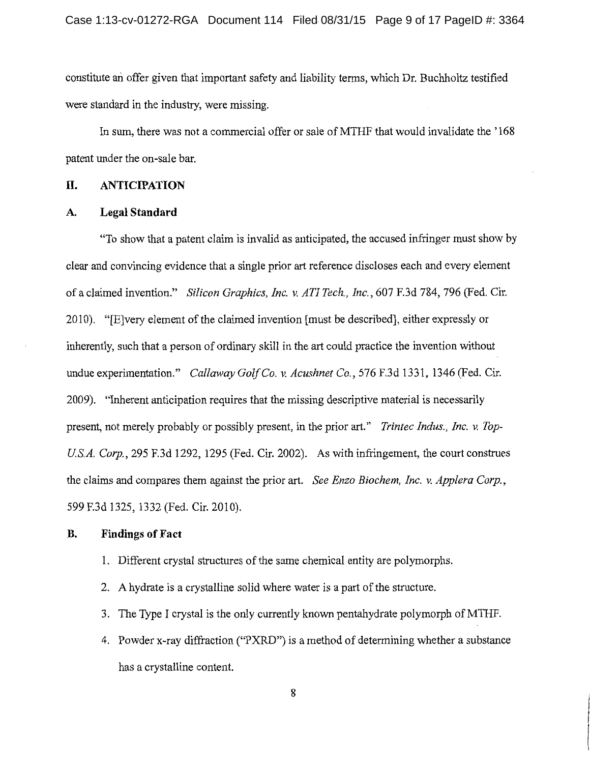constitute an offer given that important safety and liability terms, which Dr. Buchholtz testified were standard in the industry, were missing.

In sum, there was not a commercial offer or sale of MTHF that would invalidate the '168 patent under the on-sale bar.

## II. ANTICIPATION

### A. Legal Standard

"To show that a patent claim is invalid as anticipated, the accused infringer must show by clear and convincing evidence that a single prior art reference discloses each and every element of a claimed invention." *Silicon Graphics, Inc. v. ATI Tech., Inc.*, 607 F.3d 784, 796 (Fed. Cir. 2010). "[E]very element of the claimed invention [must be described], either expressly or inherently, such that a person of ordinary skill in the art could practice the invention without undue experimentation." *Callaway Golf Co. v. Acushnet Co.*, 576 F.3d 1331, 1346 (Fed. Cir. 2009). "Inherent anticipation requires that the missing descriptive material is necessarily present, not merely probably or possibly present, in the prior art." *Trintec Indus., Inc. v. Top-U.S.A. Corp.*, 295 F.3d 1292, 1295 (Fed. Cir. 2002). As with infringement, the court construes the claims and compares them against the prior art. *See Enzo Biochem, Inc. v. Applera Corp.*, 599 F.3d 1325, 1332 (Fed. Cir. 2010).

### B. Findings of Fact

1. Different crystal structures of the same chemical entity are polymorphs.
2. A hydrate is a crystalline solid where water is a part of the structure.
3. The Type I crystal is the only currently known pentahydrate polymorph of MTHF.
4. Powder x-ray diffraction ("PXRD") is a method of determining whether a substance has a crystalline content.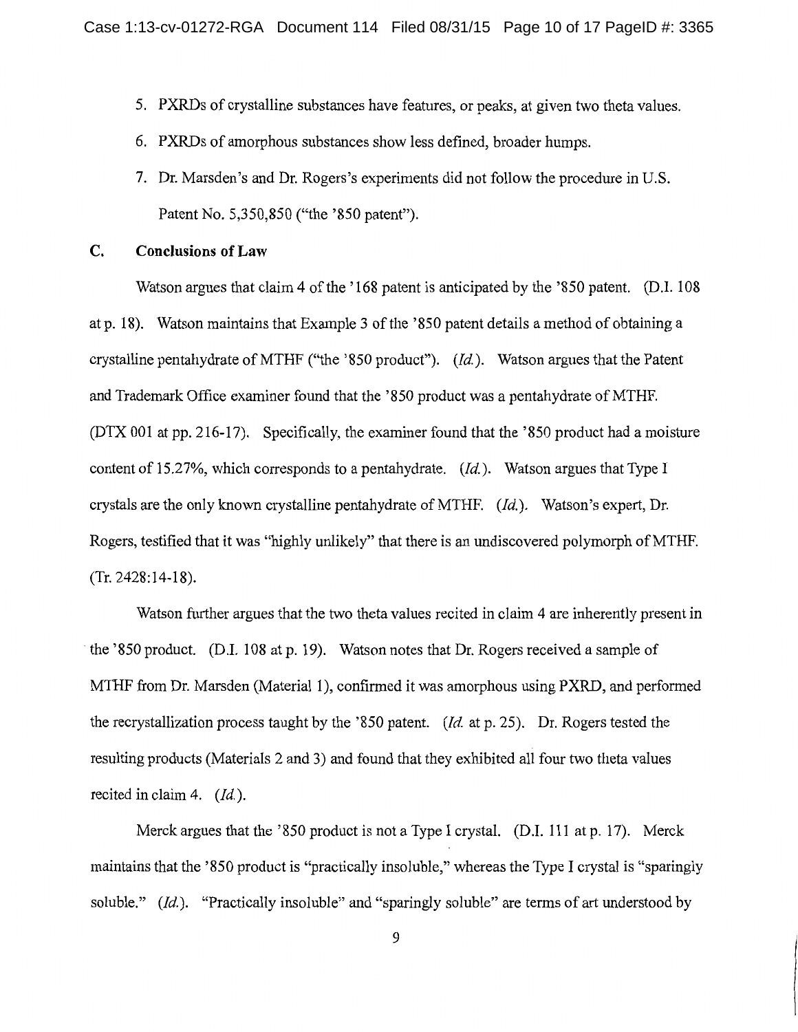5. PXRDs of crystalline substances have features, or peaks, at given two theta values.
6. PXRDs of amorphous substances show less defined, broader humps.
7. Dr. Marsden's and Dr. Rogers's experiments did not follow the procedure in U.S. Patent No. 5,350,850 ("the '850 patent").

## C. Conclusions of Law

Watson argues that claim 4 of the '168 patent is anticipated by the '850 patent. (D.I. 108 at p. 18). Watson maintains that Example 3 of the '850 patent details a method of obtaining a crystalline pentahydrate of MTHF ("the '850 product"). (*Id.*). Watson argues that the Patent and Trademark Office examiner found that the '850 product was a pentahydrate of MTHF. (DTX 001 at pp. 216-17). Specifically, the examiner found that the '850 product had a moisture content of 15.27%, which corresponds to a pentahydrate. (*Id.*). Watson argues that Type I crystals are the only known crystalline pentahydrate of MTHF. (*Id.*). Watson's expert, Dr. Rogers, testified that it was "highly unlikely" that there is an undiscovered polymorph of MTHF. (Tr. 2428:14-18).

Watson further argues that the two theta values recited in claim 4 are inherently present in the '850 product. (D.I. 108 at p. 19). Watson notes that Dr. Rogers received a sample of MTHF from Dr. Marsden (Material 1), confirmed it was amorphous using PXRD, and performed the recrystallization process taught by the '850 patent. (*Id.* at p. 25). Dr. Rogers tested the resulting products (Materials 2 and 3) and found that they exhibited all four two theta values recited in claim 4. (*Id.*).

Merck argues that the '850 product is not a Type I crystal. (D.I. 111 at p. 17). Merck maintains that the '850 product is "practically insoluble," whereas the Type I crystal is "sparingly soluble." (*Id.*). "Practically insoluble" and "sparingly soluble" are terms of art understood by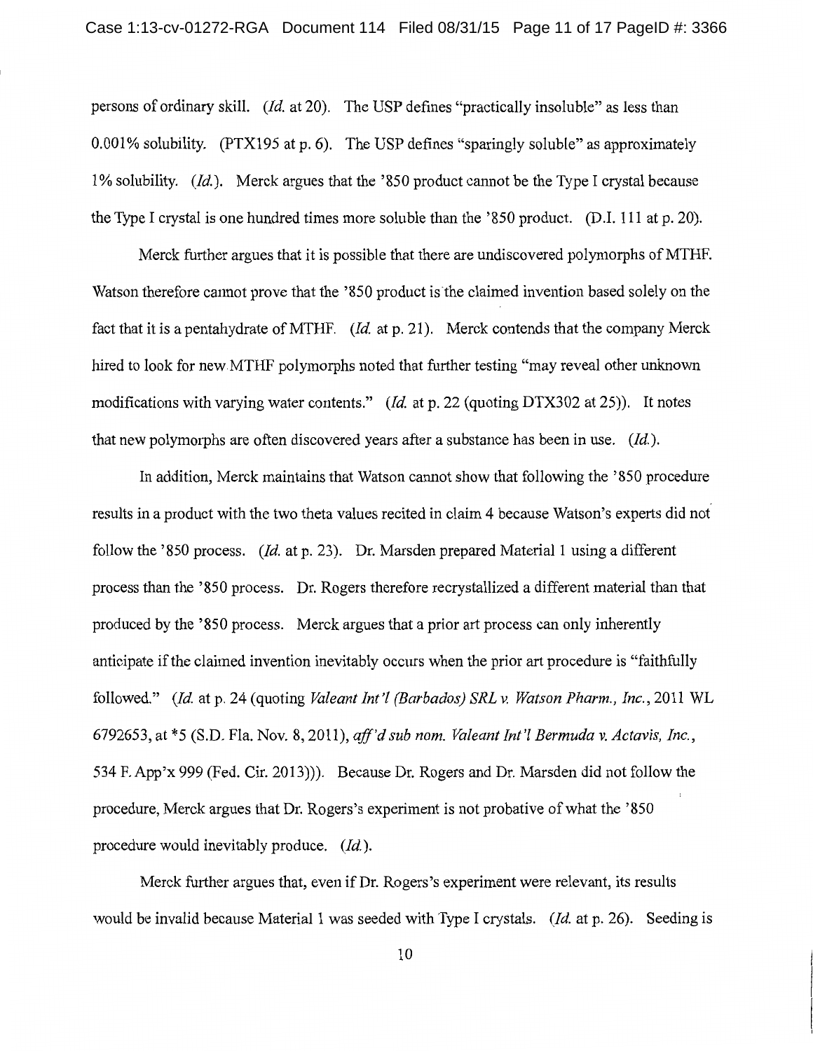persons of ordinary skill. (*Id.* at 20). The USP defines "practically insoluble" as less than 0.001% solubility. (PTX195 at p. 6). The USP defines "sparingly soluble" as approximately 1% solubility. (*Id.*). Merck argues that the '850 product cannot be the Type I crystal because the Type I crystal is one hundred times more soluble than the '850 product. (D.I. 111 at p. 20).

Merck further argues that it is possible that there are undiscovered polymorphs of MTHF. Watson therefore cannot prove that the '850 product is the claimed invention based solely on the fact that it is a pentahydrate of MTHF. (*Id.* at p. 21). Merck contends that the company Merck hired to look for new MTHF polymorphs noted that further testing "may reveal other unknown modifications with varying water contents." (*Id.* at p. 22 (quoting DTX302 at 25)). It notes that new polymorphs are often discovered years after a substance has been in use. (*Id.*).

In addition, Merck maintains that Watson cannot show that following the '850 procedure results in a product with the two theta values recited in claim 4 because Watson's experts did not follow the '850 process. (*Id.* at p. 23). Dr. Marsden prepared Material 1 using a different process than the '850 process. Dr. Rogers therefore recrystallized a different material than that produced by the '850 process. Merck argues that a prior art process can only inherently anticipate if the claimed invention inevitably occurs when the prior art procedure is "faithfully followed." (*Id.* at p. 24 (quoting *Valeant Int'l (Barbados) SRL v. Watson Pharm., Inc.*, 2011 WL 6792653, at *5 (S.D. Fla. Nov. 8, 2011), *aff'd sub nom. Valeant Int'l Bermuda v. Actavis, Inc.*, 534 F. App'x 999 (Fed. Cir. 2013))). Because Dr. Rogers and Dr. Marsden did not follow the procedure, Merck argues that Dr. Rogers's experiment is not probative of what the '850 procedure would inevitably produce. (*Id.*).

Merck further argues that, even if Dr. Rogers's experiment were relevant, its results would be invalid because Material 1 was seeded with Type I crystals. (*Id.* at p. 26). Seeding is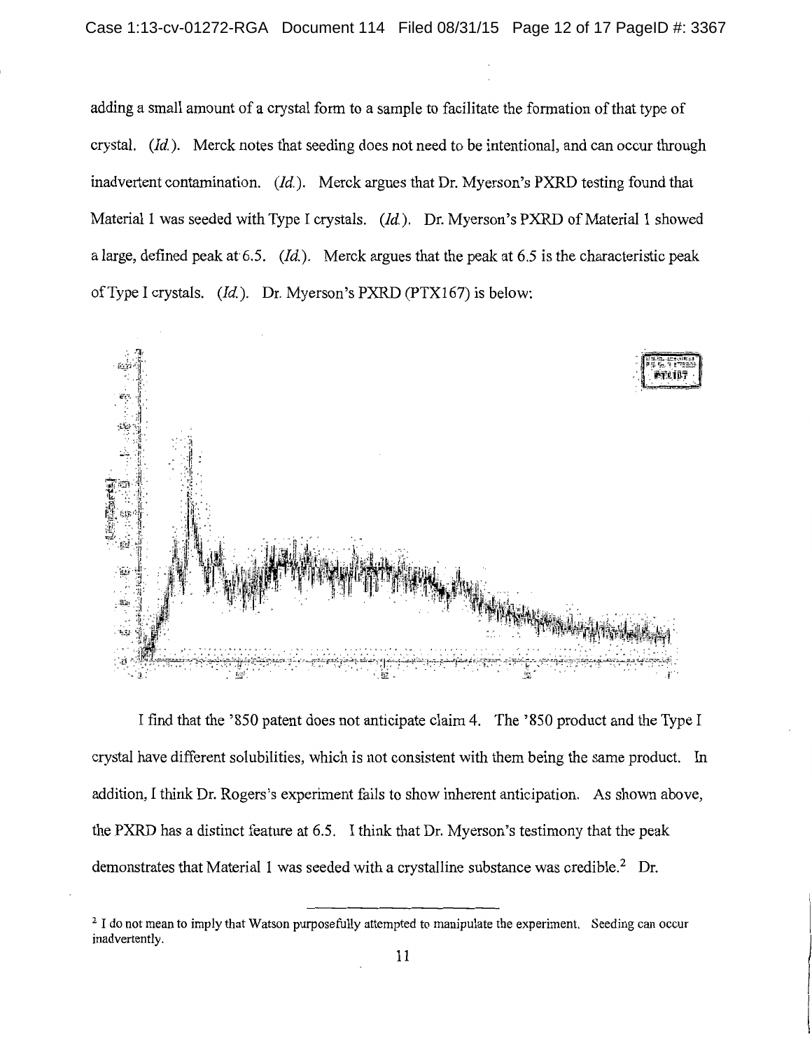adding a small amount of a crystal form to a sample to facilitate the formation of that type of crystal. (*Id.*). Merck notes that seeding does not need to be intentional, and can occur through inadvertent contamination. (*Id.*). Merck argues that Dr. Myerson's PXRD testing found that Material 1 was seeded with Type I crystals. (*Id.*). Dr. Myerson's PXRD of Material 1 showed a large, defined peak at 6.5. (*Id.*). Merck argues that the peak at 6.5 is the characteristic peak of Type I crystals. (*Id.*). Dr. Myerson's PXRD (PTX167) is below:

I find that the '850 patent does not anticipate claim 4. The '850 product and the Type I crystal have different solubilities, which is not consistent with them being the same product. In addition, I think Dr. Rogers's experiment fails to show inherent anticipation. As shown above, the PXRD has a distinct feature at 6.5. I think that Dr. Myerson's testimony that the peak demonstrates that Material 1 was seeded with a crystalline substance was credible.[2] Dr.

[2] I do not mean to imply that Watson purposefully attempted to manipulate the experiment. Seeding can occur inadvertently.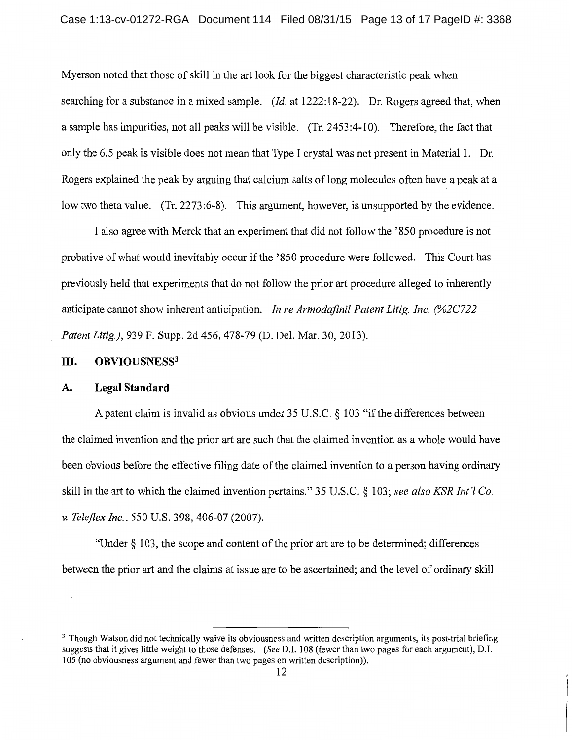Myerson noted that those of skill in the art look for the biggest characteristic peak when searching for a substance in a mixed sample. (*Id.* at 1222:18-22). Dr. Rogers agreed that, when a sample has impurities, not all peaks will be visible. (Tr. 2453:4-10). Therefore, the fact that only the 6.5 peak is visible does not mean that Type I crystal was not present in Material 1. Dr. Rogers explained the peak by arguing that calcium salts of long molecules often have a peak at a low two theta value. (Tr. 2273:6-8). This argument, however, is unsupported by the evidence.

I also agree with Merck that an experiment that did not follow the '850 procedure is not probative of what would inevitably occur if the '850 procedure were followed. This Court has previously held that experiments that do not follow the prior art procedure alleged to inherently anticipate cannot show inherent anticipation. *In re Armodafinil Patent Litig. Inc. (%2C722 Patent Litig.)*, 939 F. Supp. 2d 456, 478-79 (D. Del. Mar. 30, 2013).

## III. OBVIOUSNESS[3]

### A. Legal Standard

A patent claim is invalid as obvious under 35 U.S.C. § 103 "if the differences between the claimed invention and the prior art are such that the claimed invention as a whole would have been obvious before the effective filing date of the claimed invention to a person having ordinary skill in the art to which the claimed invention pertains." 35 U.S.C. § 103; *see also KSR Int'l Co. v. Teleflex Inc.*, 550 U.S. 398, 406-07 (2007).

"Under § 103, the scope and content of the prior art are to be determined; differences between the prior art and the claims at issue are to be ascertained; and the level of ordinary skill

---

[3] Though Watson did not technically waive its obviousness and written description arguments, its post-trial briefing suggests that it gives little weight to those defenses. (*See* D.I. 108 (fewer than two pages for each argument), D.I. 105 (no obviousness argument and fewer than two pages on written description)).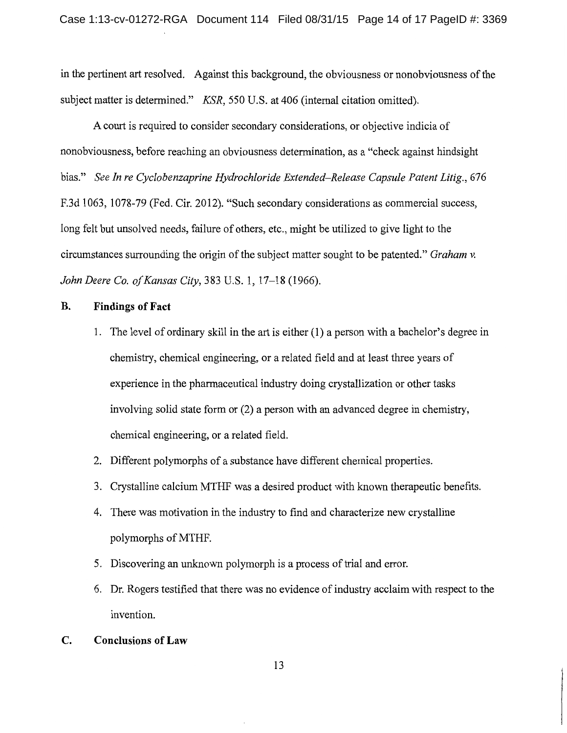in the pertinent art resolved. Against this background, the obviousness or nonobviousness of the subject matter is determined." *KSR*, 550 U.S. at 406 (internal citation omitted).

A court is required to consider secondary considerations, or objective indicia of nonobviousness, before reaching an obviousness determination, as a "check against hindsight bias." *See In re Cyclobenzaprine Hydrochloride Extended–Release Capsule Patent Litig.*, 676 F.3d 1063, 1078-79 (Fed. Cir. 2012). "Such secondary considerations as commercial success, long felt but unsolved needs, failure of others, etc., might be utilized to give light to the circumstances surrounding the origin of the subject matter sought to be patented." *Graham v. John Deere Co. of Kansas City*, 383 U.S. 1, 17–18 (1966).

## B. Findings of Fact

1. The level of ordinary skill in the art is either (1) a person with a bachelor's degree in chemistry, chemical engineering, or a related field and at least three years of experience in the pharmaceutical industry doing crystallization or other tasks involving solid state form or (2) a person with an advanced degree in chemistry, chemical engineering, or a related field.
2. Different polymorphs of a substance have different chemical properties.
3. Crystalline calcium MTHF was a desired product with known therapeutic benefits.
4. There was motivation in the industry to find and characterize new crystalline polymorphs of MTHF.
5. Discovering an unknown polymorph is a process of trial and error.
6. Dr. Rogers testified that there was no evidence of industry acclaim with respect to the invention.

## C. Conclusions of Law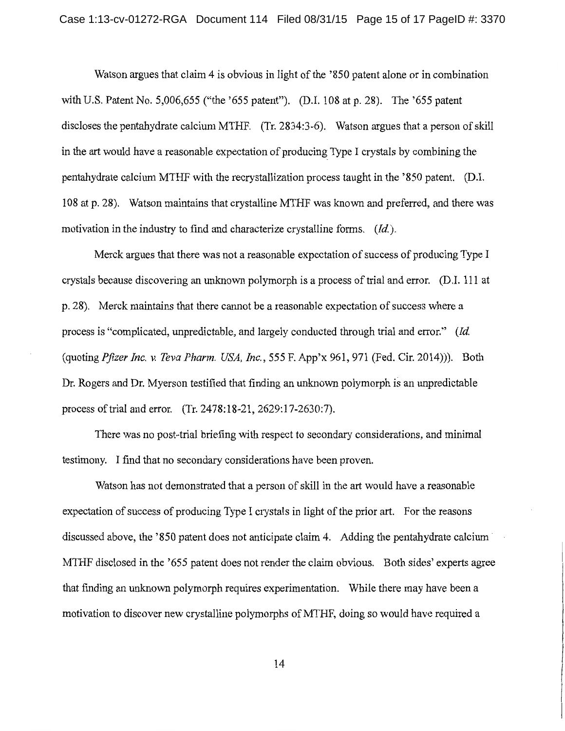Watson argues that claim 4 is obvious in light of the '850 patent alone or in combination with U.S. Patent No. 5,006,655 ("the '655 patent"). (D.I. 108 at p. 28). The '655 patent discloses the pentahydrate calcium MTHF. (Tr. 2834:3-6). Watson argues that a person of skill in the art would have a reasonable expectation of producing Type I crystals by combining the pentahydrate calcium MTHF with the recrystallization process taught in the '850 patent. (D.I. 108 at p. 28). Watson maintains that crystalline MTHF was known and preferred, and there was motivation in the industry to find and characterize crystalline forms. (*Id.*).

Merck argues that there was not a reasonable expectation of success of producing Type I crystals because discovering an unknown polymorph is a process of trial and error. (D.I. 111 at p. 28). Merck maintains that there cannot be a reasonable expectation of success where a process is "complicated, unpredictable, and largely conducted through trial and error." (*Id.* (quoting *Pfizer Inc. v. Teva Pharm. USA, Inc.*, 555 F. App'x 961, 971 (Fed. Cir. 2014))). Both Dr. Rogers and Dr. Myerson testified that finding an unknown polymorph is an unpredictable process of trial and error. (Tr. 2478:18-21, 2629:17-2630:7).

There was no post-trial briefing with respect to secondary considerations, and minimal testimony. I find that no secondary considerations have been proven.

Watson has not demonstrated that a person of skill in the art would have a reasonable expectation of success of producing Type I crystals in light of the prior art. For the reasons discussed above, the '850 patent does not anticipate claim 4. Adding the pentahydrate calcium MTHF disclosed in the '655 patent does not render the claim obvious. Both sides' experts agree that finding an unknown polymorph requires experimentation. While there may have been a motivation to discover new crystalline polymorphs of MTHF, doing so would have required a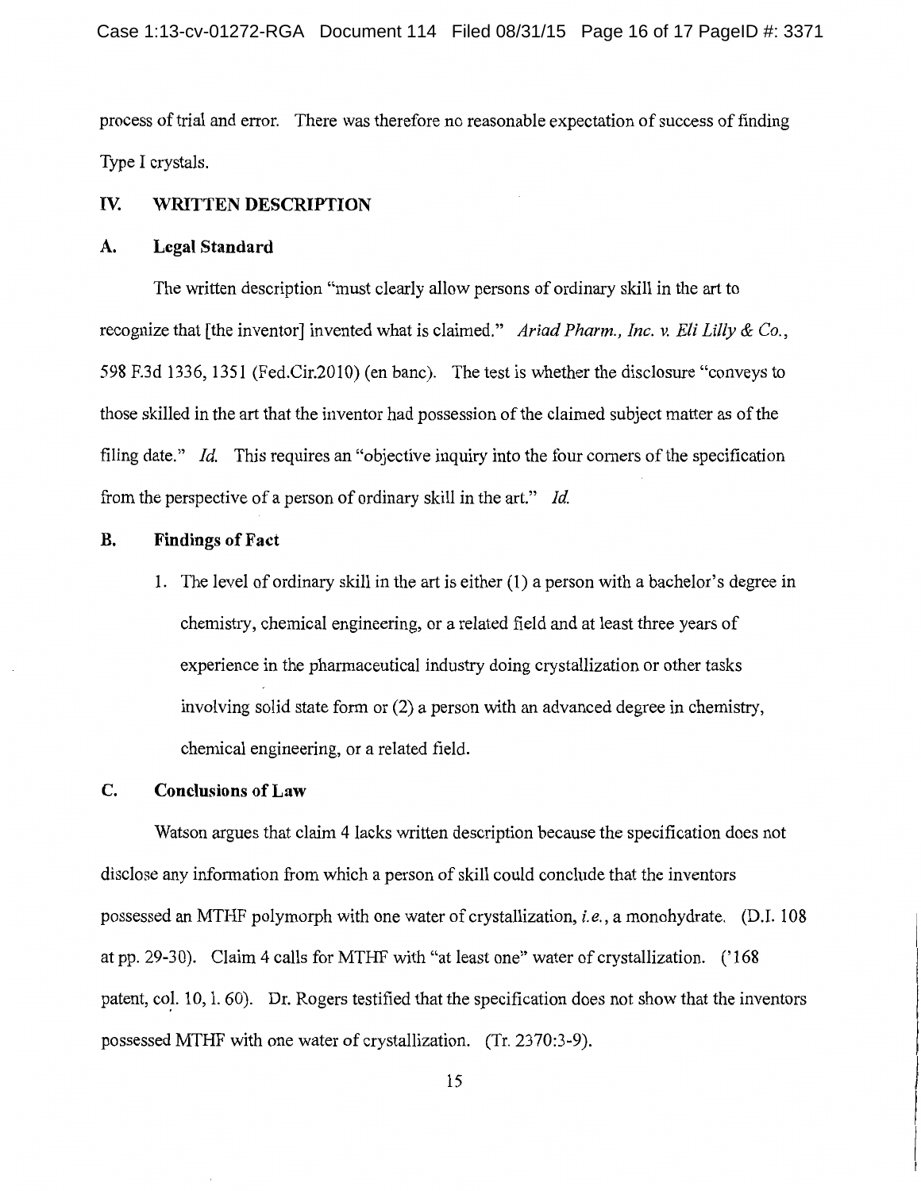process of trial and error. There was therefore no reasonable expectation of success of finding Type I crystals.

## IV. WRITTEN DESCRIPTION

### A. Legal Standard

The written description "must clearly allow persons of ordinary skill in the art to recognize that [the inventor] invented what is claimed." *Ariad Pharm., Inc. v. Eli Lilly & Co.*, 598 F.3d 1336, 1351 (Fed.Cir.2010) (en banc). The test is whether the disclosure "conveys to those skilled in the art that the inventor had possession of the claimed subject matter as of the filing date." *Id.* This requires an "objective inquiry into the four corners of the specification from the perspective of a person of ordinary skill in the art." *Id.*

### B. Findings of Fact

1. The level of ordinary skill in the art is either (1) a person with a bachelor's degree in chemistry, chemical engineering, or a related field and at least three years of experience in the pharmaceutical industry doing crystallization or other tasks involving solid state form or (2) a person with an advanced degree in chemistry, chemical engineering, or a related field.

### C. Conclusions of Law

Watson argues that claim 4 lacks written description because the specification does not disclose any information from which a person of skill could conclude that the inventors possessed an MTHF polymorph with one water of crystallization, *i.e.*, a monohydrate. (D.I. 108 at pp. 29-30). Claim 4 calls for MTHF with "at least one" water of crystallization. ('168 patent, col. 10, l. 60). Dr. Rogers testified that the specification does not show that the inventors possessed MTHF with one water of crystallization. (Tr. 2370:3-9).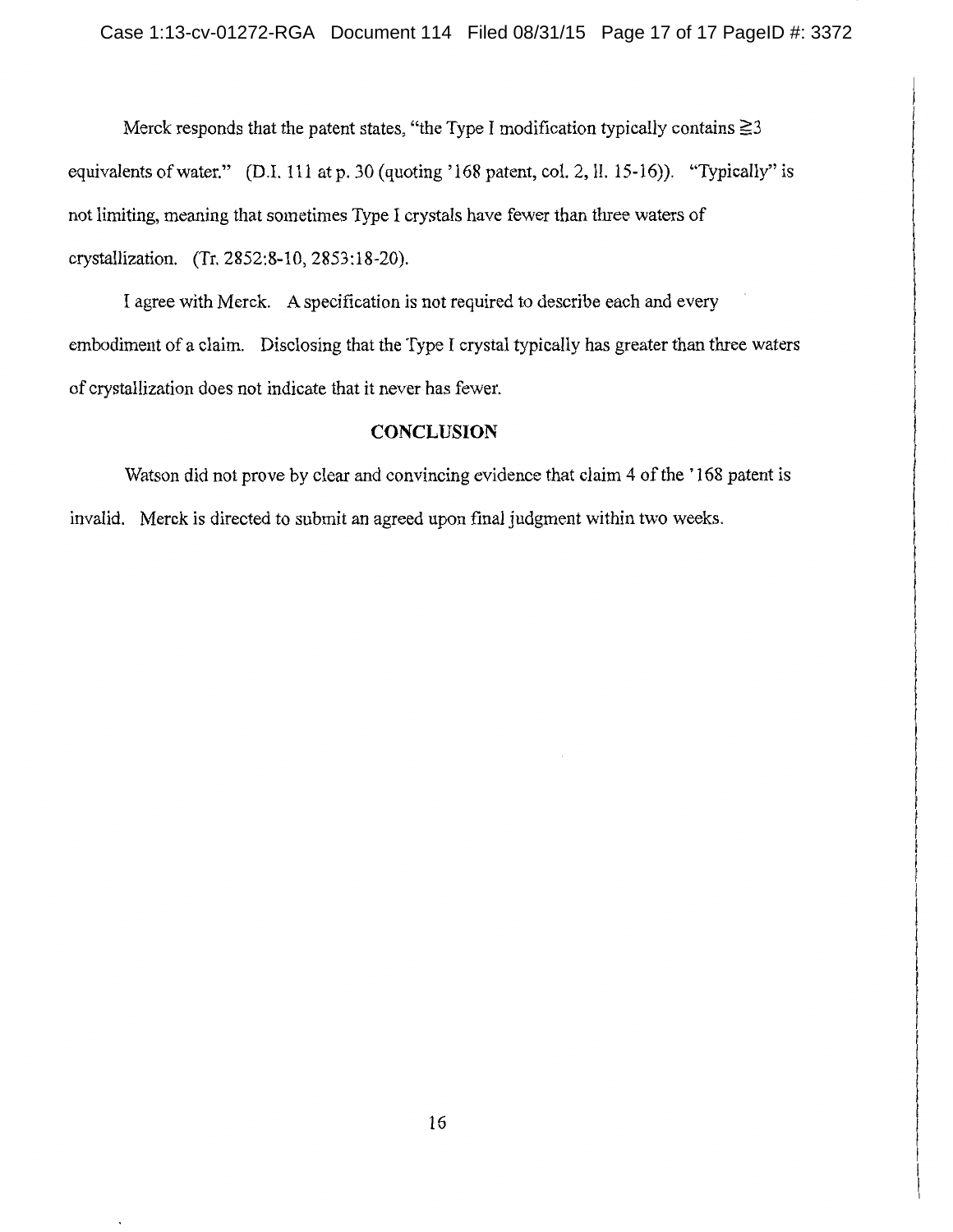Merck responds that the patent states, "the Type I modification typically contains $\geqq$3 equivalents of water." (D.I. 111 at p. 30 (quoting '168 patent, col. 2, ll. 15-16)). "Typically" is not limiting, meaning that sometimes Type I crystals have fewer than three waters of crystallization. (Tr. 2852:8-10, 2853:18-20).

I agree with Merck. A specification is not required to describe each and every embodiment of a claim. Disclosing that the Type I crystal typically has greater than three waters of crystallization does not indicate that it never has fewer.

## CONCLUSION

Watson did not prove by clear and convincing evidence that claim 4 of the '168 patent is invalid. Merck is directed to submit an agreed upon final judgment within two weeks.